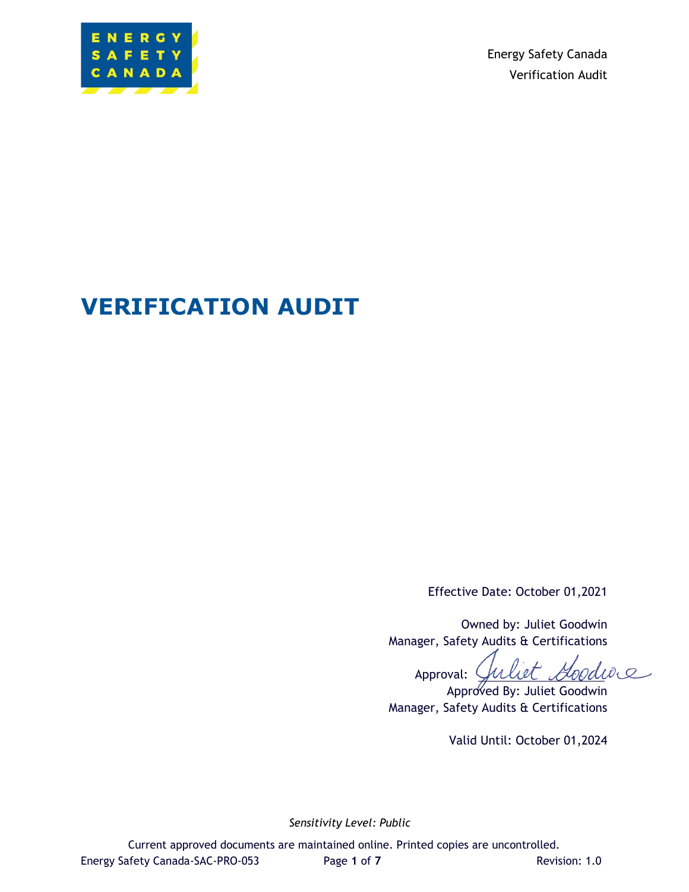Energy Safety Canada
Verification Audit

# VERIFICATION AUDIT

Effective Date: October 01,2021

Owned by: Juliet Goodwin
Manager, Safety Audits & Certifications

Approval:
Approved By: Juliet Goodwin
Manager, Safety Audits & Certifications

Valid Until: October 01,2024

*Sensitivity Level: Public*

Current approved documents are maintained online. Printed copies are uncontrolled.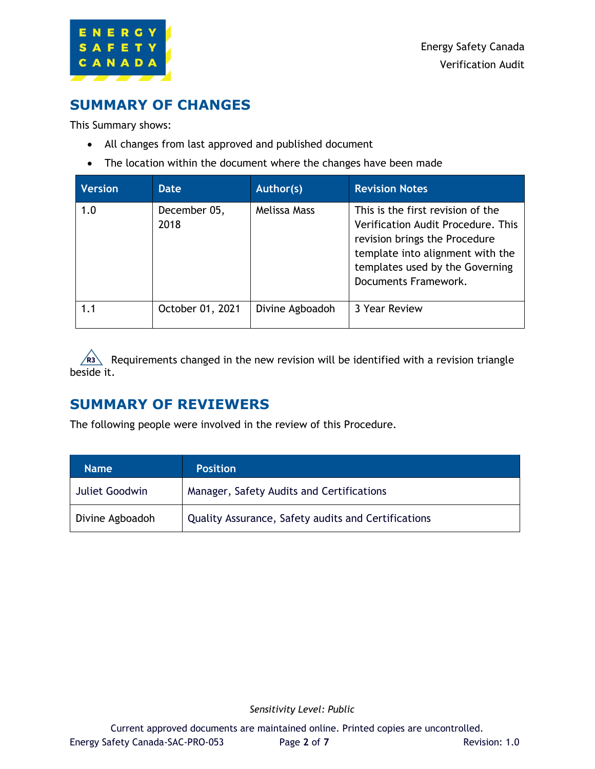## SUMMARY OF CHANGES

This Summary shows:

- All changes from last approved and published document
- The location within the document where the changes have been made

| Version | Date | Author(s) | Revision Notes |
|---|---|---|---|
| 1.0 | December 05, 2018 | Melissa Mass | This is the first revision of the Verification Audit Procedure. This revision brings the Procedure template into alignment with the templates used by the Governing Documents Framework. |
| 1.1 | October 01, 2021 | Divine Agboadoh | 3 Year Review |

R3 Requirements changed in the new revision will be identified with a revision triangle beside it.

## SUMMARY OF REVIEWERS

The following people were involved in the review of this Procedure.

| Name | Position |
|---|---|
| Juliet Goodwin | Manager, Safety Audits and Certifications |
| Divine Agboadoh | Quality Assurance, Safety audits and Certifications |

*Sensitivity Level: Public*

Current approved documents are maintained online. Printed copies are uncontrolled.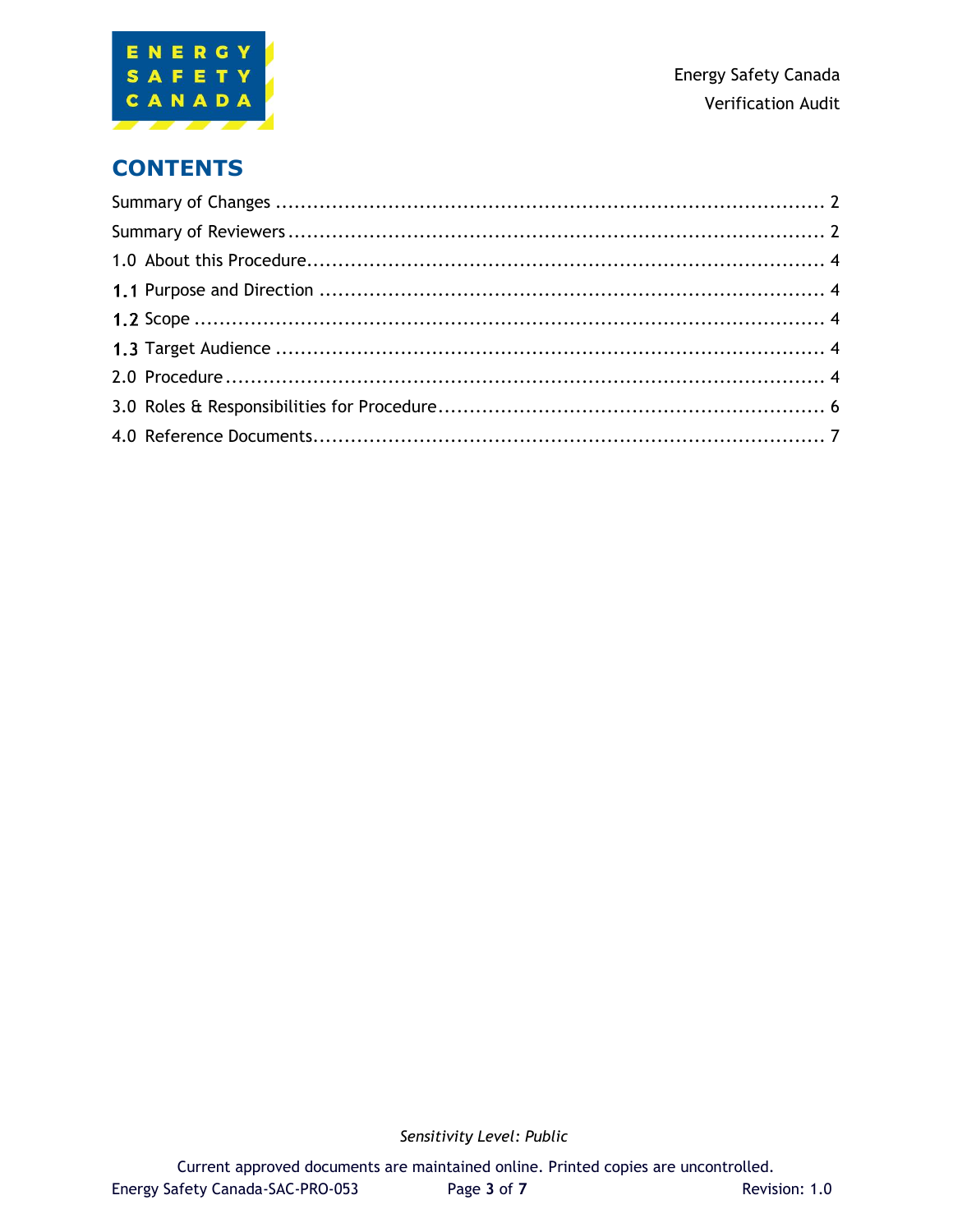# CONTENTS

Summary of Changes ........................................................................................ 2

Summary of Reviewers ...................................................................................... 2

1.0 About this Procedure.................................................................................... 4

1.1 Purpose and Direction ................................................................................. 4

1.2 Scope ........................................................................................................ 4

1.3 Target Audience ........................................................................................ 4

2.0 Procedure ................................................................................................. 4

3.0 Roles & Responsibilities for Procedure.............................................................. 6

4.0 Reference Documents.................................................................................... 7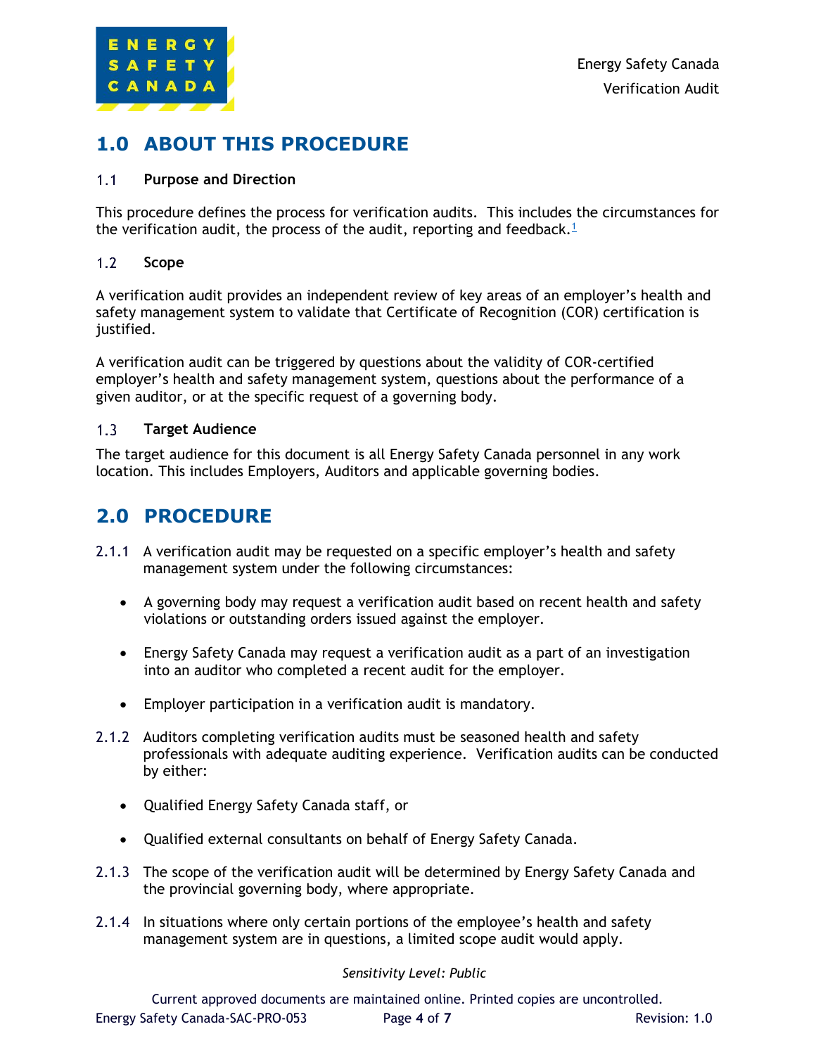# 1.0 ABOUT THIS PROCEDURE

## 1.1 Purpose and Direction

This procedure defines the process for verification audits. This includes the circumstances for the verification audit, the process of the audit, reporting and feedback.[1]

## 1.2 Scope

A verification audit provides an independent review of key areas of an employer's health and safety management system to validate that Certificate of Recognition (COR) certification is justified.

A verification audit can be triggered by questions about the validity of COR-certified employer's health and safety management system, questions about the performance of a given auditor, or at the specific request of a governing body.

## 1.3 Target Audience

The target audience for this document is all Energy Safety Canada personnel in any work location. This includes Employers, Auditors and applicable governing bodies.

# 2.0 PROCEDURE

2.1.1 A verification audit may be requested on a specific employer's health and safety management system under the following circumstances:

- A governing body may request a verification audit based on recent health and safety violations or outstanding orders issued against the employer.
- Energy Safety Canada may request a verification audit as a part of an investigation into an auditor who completed a recent audit for the employer.
- Employer participation in a verification audit is mandatory.

2.1.2 Auditors completing verification audits must be seasoned health and safety professionals with adequate auditing experience. Verification audits can be conducted by either:

- Qualified Energy Safety Canada staff, or
- Qualified external consultants on behalf of Energy Safety Canada.

2.1.3 The scope of the verification audit will be determined by Energy Safety Canada and the provincial governing body, where appropriate.

2.1.4 In situations where only certain portions of the employee's health and safety management system are in questions, a limited scope audit would apply.

*Sensitivity Level: Public*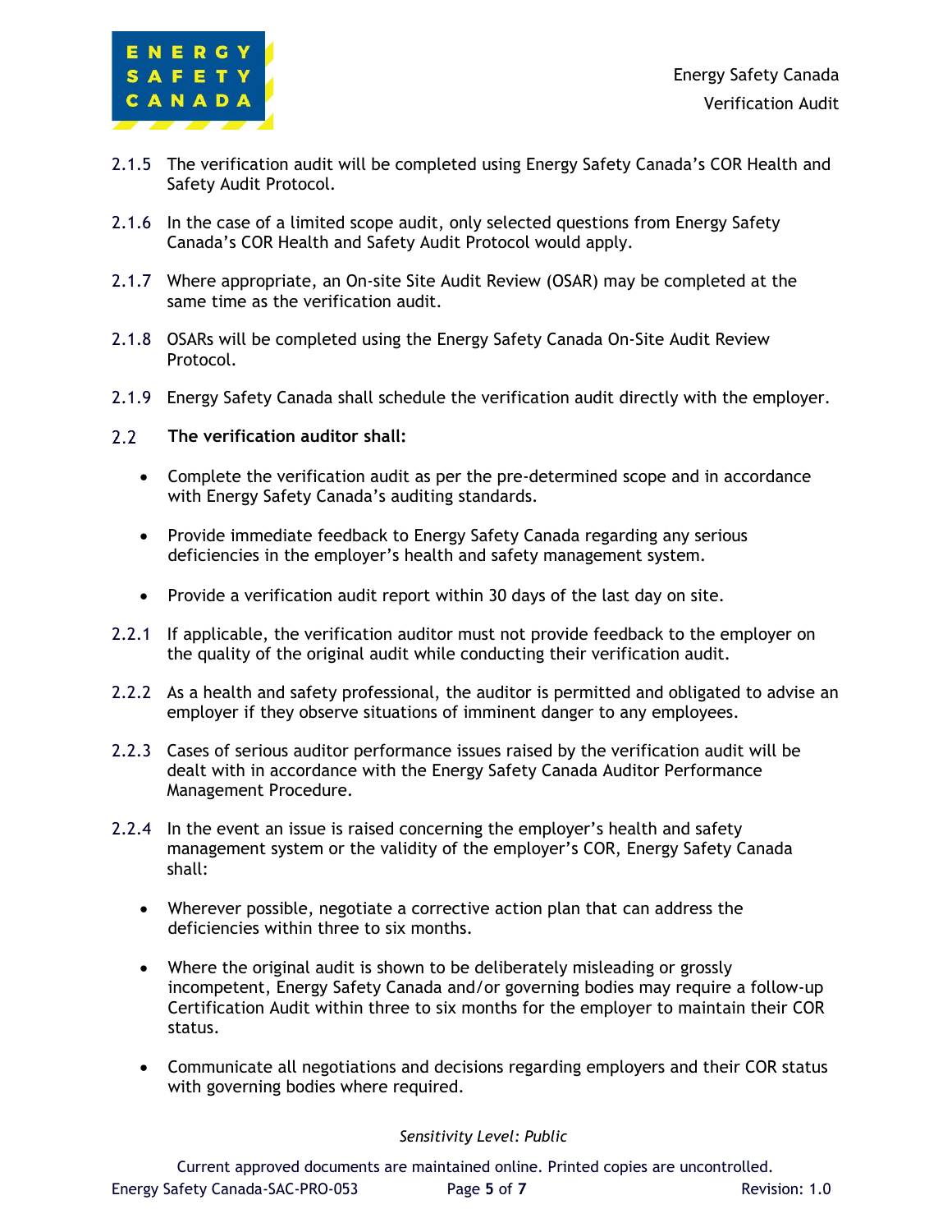2.1.5 The verification audit will be completed using Energy Safety Canada's COR Health and Safety Audit Protocol.

2.1.6 In the case of a limited scope audit, only selected questions from Energy Safety Canada's COR Health and Safety Audit Protocol would apply.

2.1.7 Where appropriate, an On-site Site Audit Review (OSAR) may be completed at the same time as the verification audit.

2.1.8 OSARs will be completed using the Energy Safety Canada On-Site Audit Review Protocol.

2.1.9 Energy Safety Canada shall schedule the verification audit directly with the employer.

### 2.2 The verification auditor shall:

- Complete the verification audit as per the pre-determined scope and in accordance with Energy Safety Canada's auditing standards.
- Provide immediate feedback to Energy Safety Canada regarding any serious deficiencies in the employer's health and safety management system.
- Provide a verification audit report within 30 days of the last day on site.

2.2.1 If applicable, the verification auditor must not provide feedback to the employer on the quality of the original audit while conducting their verification audit.

2.2.2 As a health and safety professional, the auditor is permitted and obligated to advise an employer if they observe situations of imminent danger to any employees.

2.2.3 Cases of serious auditor performance issues raised by the verification audit will be dealt with in accordance with the Energy Safety Canada Auditor Performance Management Procedure.

2.2.4 In the event an issue is raised concerning the employer's health and safety management system or the validity of the employer's COR, Energy Safety Canada shall:

- Wherever possible, negotiate a corrective action plan that can address the deficiencies within three to six months.
- Where the original audit is shown to be deliberately misleading or grossly incompetent, Energy Safety Canada and/or governing bodies may require a follow-up Certification Audit within three to six months for the employer to maintain their COR status.
- Communicate all negotiations and decisions regarding employers and their COR status with governing bodies where required.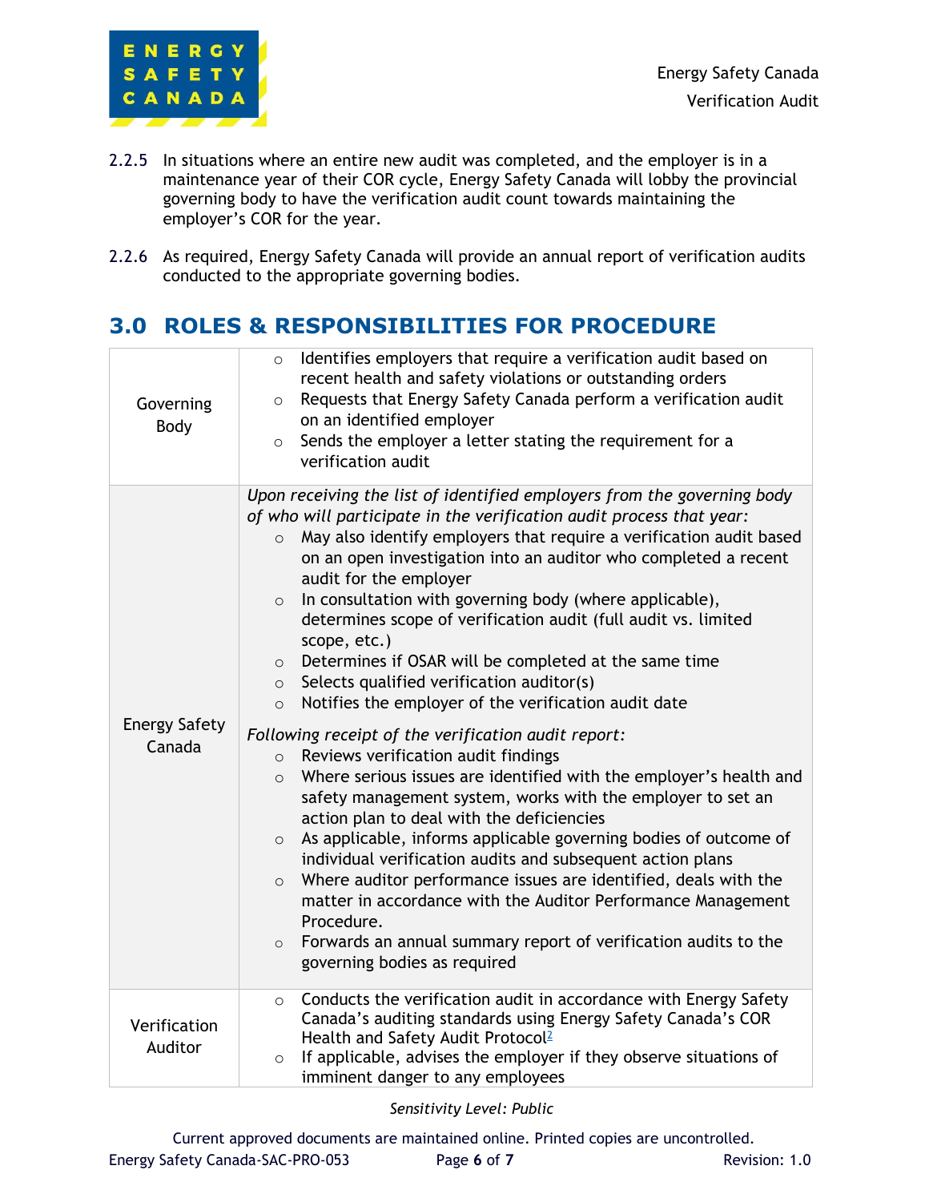2.2.5 In situations where an entire new audit was completed, and the employer is in a maintenance year of their COR cycle, Energy Safety Canada will lobby the provincial governing body to have the verification audit count towards maintaining the employer's COR for the year.

2.2.6 As required, Energy Safety Canada will provide an annual report of verification audits conducted to the appropriate governing bodies.

# 3.0 ROLES & RESPONSIBILITIES FOR PROCEDURE

| | |
|---|---|
| Governing Body | ○ Identifies employers that require a verification audit based on recent health and safety violations or outstanding orders<br>○ Requests that Energy Safety Canada perform a verification audit on an identified employer<br>○ Sends the employer a letter stating the requirement for a verification audit |
| Energy Safety Canada | *Upon receiving the list of identified employers from the governing body of who will participate in the verification audit process that year:*<br>○ May also identify employers that require a verification audit based on an open investigation into an auditor who completed a recent audit for the employer<br>○ In consultation with governing body (where applicable), determines scope of verification audit (full audit vs. limited scope, etc.)<br>○ Determines if OSAR will be completed at the same time<br>○ Selects qualified verification auditor(s)<br>○ Notifies the employer of the verification audit date<br><br>*Following receipt of the verification audit report:*<br>○ Reviews verification audit findings<br>○ Where serious issues are identified with the employer's health and safety management system, works with the employer to set an action plan to deal with the deficiencies<br>○ As applicable, informs applicable governing bodies of outcome of individual verification audits and subsequent action plans<br>○ Where auditor performance issues are identified, deals with the matter in accordance with the Auditor Performance Management Procedure.<br>○ Forwards an annual summary report of verification audits to the governing bodies as required |
| Verification Auditor | ○ Conducts the verification audit in accordance with Energy Safety Canada's auditing standards using Energy Safety Canada's COR Health and Safety Audit Protocol[2]<br>○ If applicable, advises the employer if they observe situations of imminent danger to any employees |

*Sensitivity Level: Public*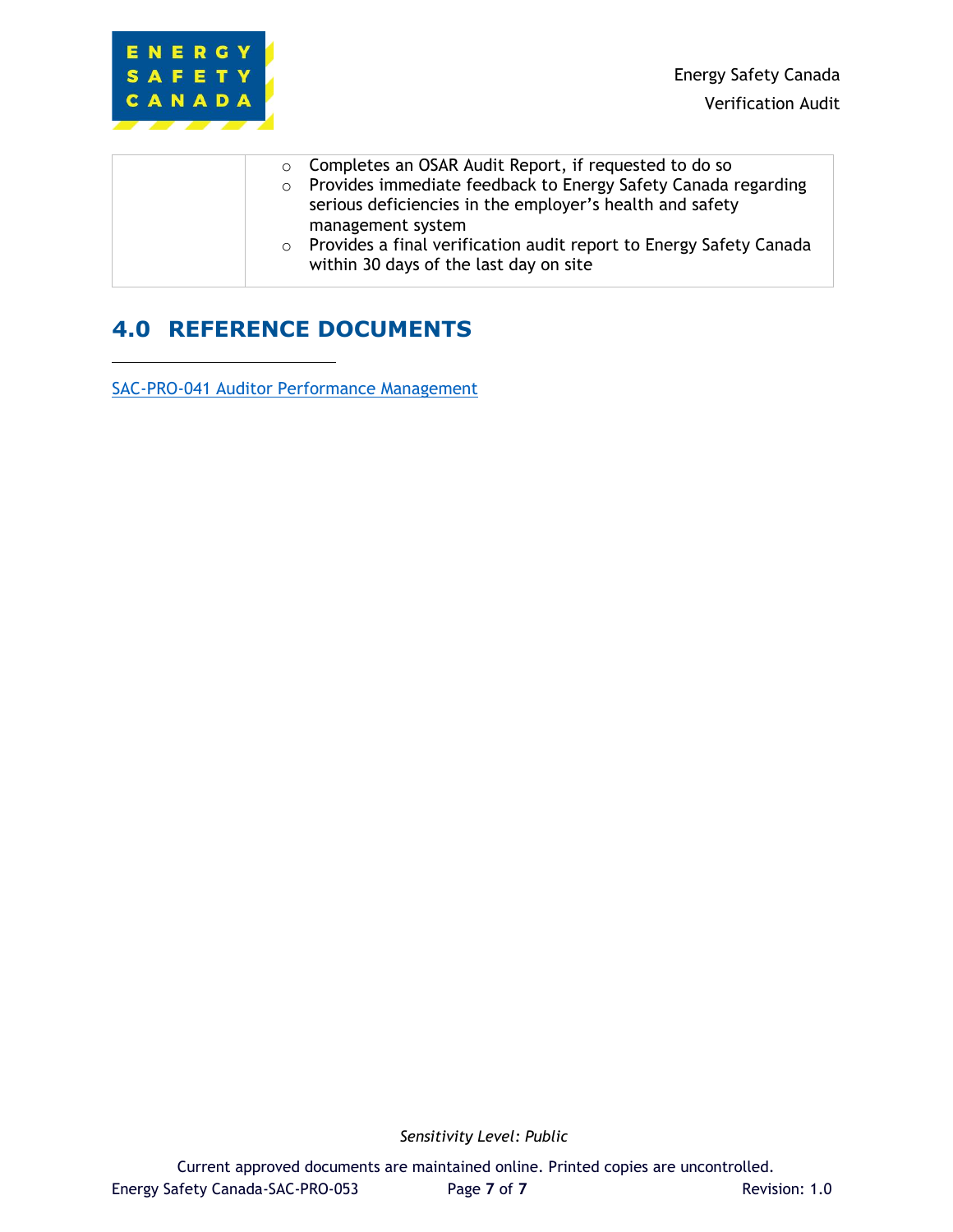| | |
|---|---|
| | ○ Completes an OSAR Audit Report, if requested to do so<br>○ Provides immediate feedback to Energy Safety Canada regarding serious deficiencies in the employer's health and safety management system<br>○ Provides a final verification audit report to Energy Safety Canada within 30 days of the last day on site |

## 4.0 REFERENCE DOCUMENTS

SAC-PRO-041 Auditor Performance Management

*Sensitivity Level: Public*

Current approved documents are maintained online. Printed copies are uncontrolled.